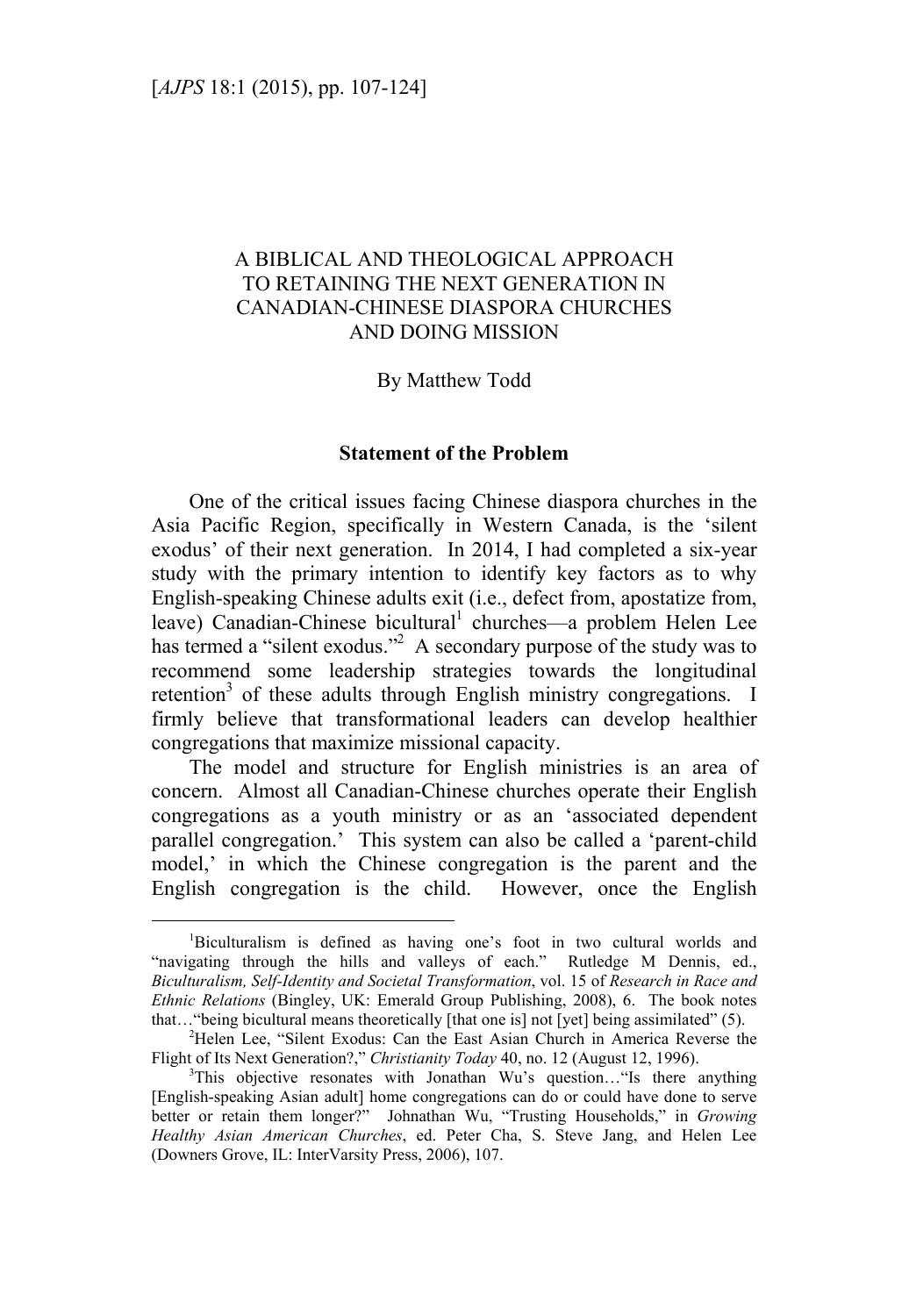# A BIBLICAL AND THEOLOGICAL APPROACH TO RETAINING THE NEXT GENERATION IN CANADIAN-CHINESE DIASPORA CHURCHES AND DOING MISSION

By Matthew Todd

## Statement of the Problem

One of the critical issues facing Chinese diaspora churches in the Asia Pacific Region, specifically in Western Canada, is the 'silent exodus' of their next generation. In 2014, I had completed a six-year study with the primary intention to identify key factors as to why English-speaking Chinese adults exit (i.e., defect from, apostatize from, leave) Canadian-Chinese bicultural[1] churches—a problem Helen Lee has termed a "silent exodus."[2] A secondary purpose of the study was to recommend some leadership strategies towards the longitudinal retention[3] of these adults through English ministry congregations. I firmly believe that transformational leaders can develop healthier congregations that maximize missional capacity.

The model and structure for English ministries is an area of concern. Almost all Canadian-Chinese churches operate their English congregations as a youth ministry or as an 'associated dependent parallel congregation.' This system can also be called a 'parent-child model,' in which the Chinese congregation is the parent and the English congregation is the child. However, once the English

---

[1]Biculturalism is defined as having one's foot in two cultural worlds and "navigating through the hills and valleys of each." Rutledge M Dennis, ed., *Biculturalism, Self-Identity and Societal Transformation*, vol. 15 of *Research in Race and Ethnic Relations* (Bingley, UK: Emerald Group Publishing, 2008), 6. The book notes that…"being bicultural means theoretically [that one is] not [yet] being assimilated" (5).

[2]Helen Lee, "Silent Exodus: Can the East Asian Church in America Reverse the Flight of Its Next Generation?," *Christianity Today* 40, no. 12 (August 12, 1996).

[3]This objective resonates with Jonathan Wu's question…"Is there anything [English-speaking Asian adult] home congregations can do or could have done to serve better or retain them longer?" Johnathan Wu, "Trusting Households," in *Growing Healthy Asian American Churches*, ed. Peter Cha, S. Steve Jang, and Helen Lee (Downers Grove, IL: InterVarsity Press, 2006), 107.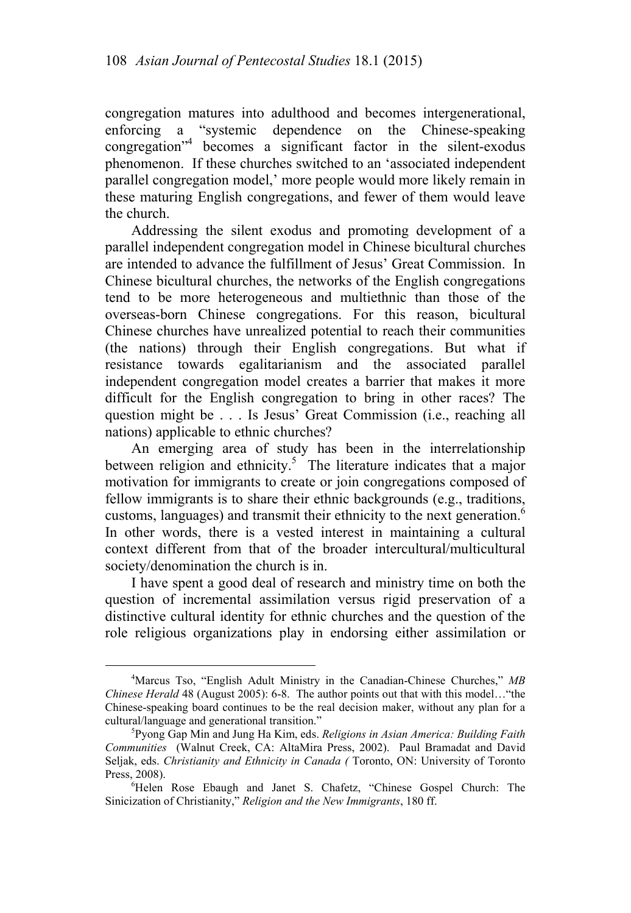congregation matures into adulthood and becomes intergenerational, enforcing a "systemic dependence on the Chinese-speaking congregation"[4] becomes a significant factor in the silent-exodus phenomenon. If these churches switched to an 'associated independent parallel congregation model,' more people would more likely remain in these maturing English congregations, and fewer of them would leave the church.

Addressing the silent exodus and promoting development of a parallel independent congregation model in Chinese bicultural churches are intended to advance the fulfillment of Jesus' Great Commission. In Chinese bicultural churches, the networks of the English congregations tend to be more heterogeneous and multiethnic than those of the overseas-born Chinese congregations. For this reason, bicultural Chinese churches have unrealized potential to reach their communities (the nations) through their English congregations. But what if resistance towards egalitarianism and the associated parallel independent congregation model creates a barrier that makes it more difficult for the English congregation to bring in other races? The question might be . . . Is Jesus' Great Commission (i.e., reaching all nations) applicable to ethnic churches?

An emerging area of study has been in the interrelationship between religion and ethnicity.[5] The literature indicates that a major motivation for immigrants to create or join congregations composed of fellow immigrants is to share their ethnic backgrounds (e.g., traditions, customs, languages) and transmit their ethnicity to the next generation.[6] In other words, there is a vested interest in maintaining a cultural context different from that of the broader intercultural/multicultural society/denomination the church is in.

I have spent a good deal of research and ministry time on both the question of incremental assimilation versus rigid preservation of a distinctive cultural identity for ethnic churches and the question of the role religious organizations play in endorsing either assimilation or

---

[4]Marcus Tso, "English Adult Ministry in the Canadian-Chinese Churches," *MB Chinese Herald* 48 (August 2005): 6-8. The author points out that with this model…"the Chinese-speaking board continues to be the real decision maker, without any plan for a cultural/language and generational transition."

[5]Pyong Gap Min and Jung Ha Kim, eds. *Religions in Asian America: Building Faith Communities* (Walnut Creek, CA: AltaMira Press, 2002). Paul Bramadat and David Seljak, eds. *Christianity and Ethnicity in Canada (* Toronto, ON: University of Toronto Press, 2008).

[6]Helen Rose Ebaugh and Janet S. Chafetz, "Chinese Gospel Church: The Sinicization of Christianity," *Religion and the New Immigrants*, 180 ff.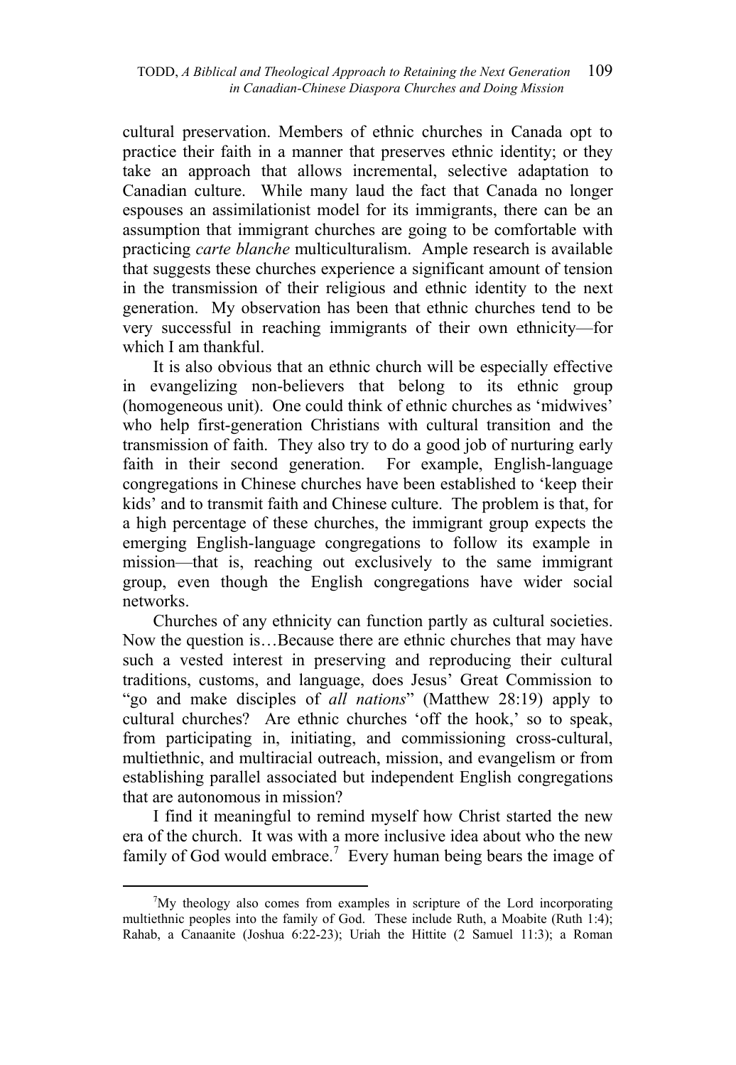cultural preservation. Members of ethnic churches in Canada opt to practice their faith in a manner that preserves ethnic identity; or they take an approach that allows incremental, selective adaptation to Canadian culture. While many laud the fact that Canada no longer espouses an assimilationist model for its immigrants, there can be an assumption that immigrant churches are going to be comfortable with practicing *carte blanche* multiculturalism. Ample research is available that suggests these churches experience a significant amount of tension in the transmission of their religious and ethnic identity to the next generation. My observation has been that ethnic churches tend to be very successful in reaching immigrants of their own ethnicity—for which I am thankful.

It is also obvious that an ethnic church will be especially effective in evangelizing non-believers that belong to its ethnic group (homogeneous unit). One could think of ethnic churches as 'midwives' who help first-generation Christians with cultural transition and the transmission of faith. They also try to do a good job of nurturing early faith in their second generation. For example, English-language congregations in Chinese churches have been established to 'keep their kids' and to transmit faith and Chinese culture. The problem is that, for a high percentage of these churches, the immigrant group expects the emerging English-language congregations to follow its example in mission—that is, reaching out exclusively to the same immigrant group, even though the English congregations have wider social networks.

Churches of any ethnicity can function partly as cultural societies. Now the question is…Because there are ethnic churches that may have such a vested interest in preserving and reproducing their cultural traditions, customs, and language, does Jesus' Great Commission to "go and make disciples of *all nations*" (Matthew 28:19) apply to cultural churches? Are ethnic churches 'off the hook,' so to speak, from participating in, initiating, and commissioning cross-cultural, multiethnic, and multiracial outreach, mission, and evangelism or from establishing parallel associated but independent English congregations that are autonomous in mission?

I find it meaningful to remind myself how Christ started the new era of the church. It was with a more inclusive idea about who the new family of God would embrace.[7] Every human being bears the image of

---

[7]My theology also comes from examples in scripture of the Lord incorporating multiethnic peoples into the family of God. These include Ruth, a Moabite (Ruth 1:4); Rahab, a Canaanite (Joshua 6:22-23); Uriah the Hittite (2 Samuel 11:3); a Roman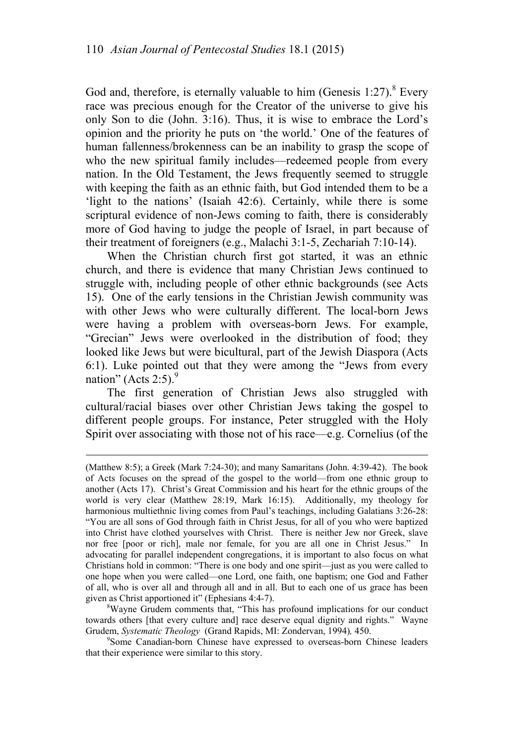God and, therefore, is eternally valuable to him (Genesis 1:27).[8] Every race was precious enough for the Creator of the universe to give his only Son to die (John. 3:16). Thus, it is wise to embrace the Lord's opinion and the priority he puts on 'the world.' One of the features of human fallenness/brokenness can be an inability to grasp the scope of who the new spiritual family includes—redeemed people from every nation. In the Old Testament, the Jews frequently seemed to struggle with keeping the faith as an ethnic faith, but God intended them to be a 'light to the nations' (Isaiah 42:6). Certainly, while there is some scriptural evidence of non-Jews coming to faith, there is considerably more of God having to judge the people of Israel, in part because of their treatment of foreigners (e.g., Malachi 3:1-5, Zechariah 7:10-14).

When the Christian church first got started, it was an ethnic church, and there is evidence that many Christian Jews continued to struggle with, including people of other ethnic backgrounds (see Acts 15). One of the early tensions in the Christian Jewish community was with other Jews who were culturally different. The local-born Jews were having a problem with overseas-born Jews. For example, "Grecian" Jews were overlooked in the distribution of food; they looked like Jews but were bicultural, part of the Jewish Diaspora (Acts 6:1). Luke pointed out that they were among the "Jews from every nation" (Acts 2:5).[9]

The first generation of Christian Jews also struggled with cultural/racial biases over other Christian Jews taking the gospel to different people groups. For instance, Peter struggled with the Holy Spirit over associating with those not of his race—e.g. Cornelius (of the

---

(Matthew 8:5); a Greek (Mark 7:24-30); and many Samaritans (John. 4:39-42). The book of Acts focuses on the spread of the gospel to the world—from one ethnic group to another (Acts 17). Christ's Great Commission and his heart for the ethnic groups of the world is very clear (Matthew 28:19, Mark 16:15). Additionally, my theology for harmonious multiethnic living comes from Paul's teachings, including Galatians 3:26-28: "You are all sons of God through faith in Christ Jesus, for all of you who were baptized into Christ have clothed yourselves with Christ. There is neither Jew nor Greek, slave nor free [poor or rich], male nor female, for you are all one in Christ Jesus." In advocating for parallel independent congregations, it is important to also focus on what Christians hold in common: "There is one body and one spirit—just as you were called to one hope when you were called—one Lord, one faith, one baptism; one God and Father of all, who is over all and through all and in all. But to each one of us grace has been given as Christ apportioned it" (Ephesians 4:4-7).

[8] Wayne Grudem comments that, "This has profound implications for our conduct towards others [that every culture and] race deserve equal dignity and rights." Wayne Grudem, *Systematic Theology* (Grand Rapids, MI: Zondervan, 1994), 450.

[9] Some Canadian-born Chinese have expressed to overseas-born Chinese leaders that their experience were similar to this story.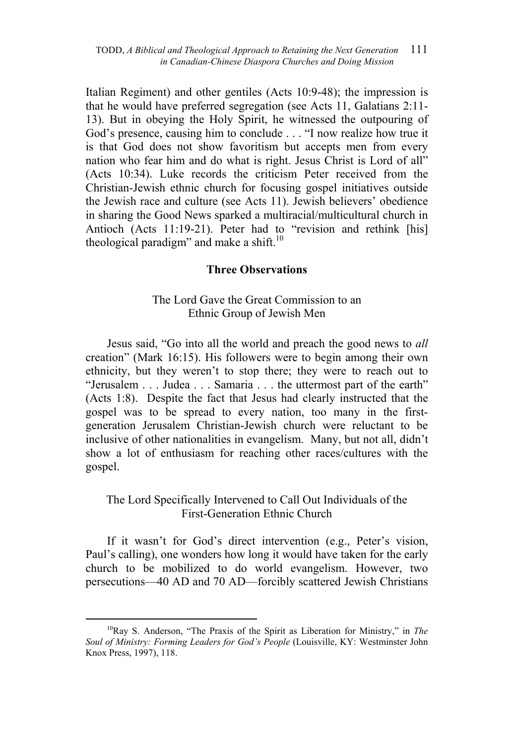Italian Regiment) and other gentiles (Acts 10:9-48); the impression is that he would have preferred segregation (see Acts 11, Galatians 2:11-13). But in obeying the Holy Spirit, he witnessed the outpouring of God's presence, causing him to conclude . . . "I now realize how true it is that God does not show favoritism but accepts men from every nation who fear him and do what is right. Jesus Christ is Lord of all" (Acts 10:34). Luke records the criticism Peter received from the Christian-Jewish ethnic church for focusing gospel initiatives outside the Jewish race and culture (see Acts 11). Jewish believers' obedience in sharing the Good News sparked a multiracial/multicultural church in Antioch (Acts 11:19-21). Peter had to "revision and rethink [his] theological paradigm" and make a shift.[10]

## Three Observations

### The Lord Gave the Great Commission to an Ethnic Group of Jewish Men

Jesus said, "Go into all the world and preach the good news to *all* creation" (Mark 16:15). His followers were to begin among their own ethnicity, but they weren't to stop there; they were to reach out to "Jerusalem . . . Judea . . . Samaria . . . the uttermost part of the earth" (Acts 1:8). Despite the fact that Jesus had clearly instructed that the gospel was to be spread to every nation, too many in the first-generation Jerusalem Christian-Jewish church were reluctant to be inclusive of other nationalities in evangelism. Many, but not all, didn't show a lot of enthusiasm for reaching other races/cultures with the gospel.

### The Lord Specifically Intervened to Call Out Individuals of the First-Generation Ethnic Church

If it wasn't for God's direct intervention (e.g., Peter's vision, Paul's calling), one wonders how long it would have taken for the early church to be mobilized to do world evangelism. However, two persecutions—40 AD and 70 AD—forcibly scattered Jewish Christians

---

[10] Ray S. Anderson, "The Praxis of the Spirit as Liberation for Ministry," in *The Soul of Ministry: Forming Leaders for God's People* (Louisville, KY: Westminster John Knox Press, 1997), 118.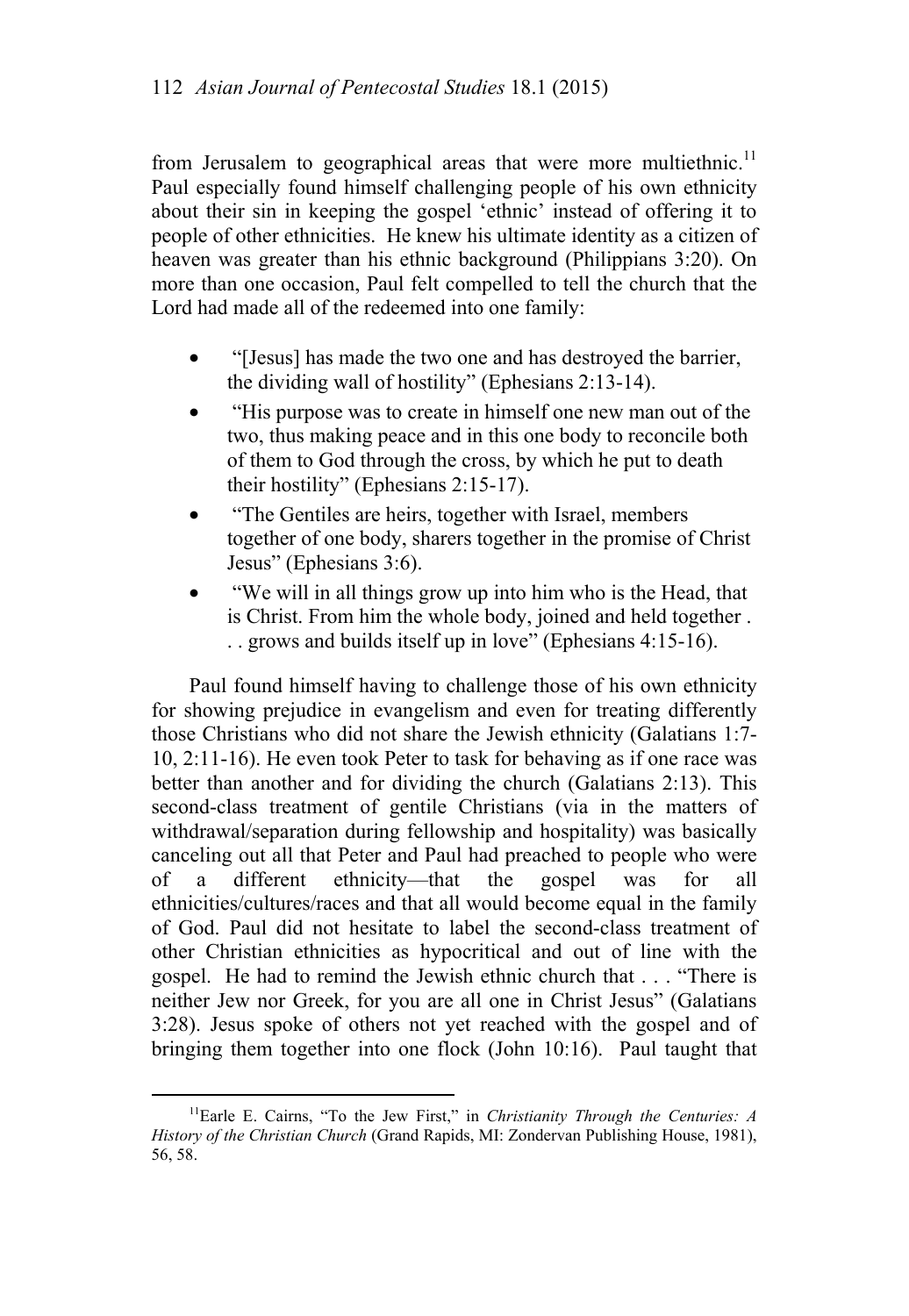from Jerusalem to geographical areas that were more multiethnic.[11] Paul especially found himself challenging people of his own ethnicity about their sin in keeping the gospel 'ethnic' instead of offering it to people of other ethnicities. He knew his ultimate identity as a citizen of heaven was greater than his ethnic background (Philippians 3:20). On more than one occasion, Paul felt compelled to tell the church that the Lord had made all of the redeemed into one family:

- "[Jesus] has made the two one and has destroyed the barrier, the dividing wall of hostility" (Ephesians 2:13-14).
- "His purpose was to create in himself one new man out of the two, thus making peace and in this one body to reconcile both of them to God through the cross, by which he put to death their hostility" (Ephesians 2:15-17).
- "The Gentiles are heirs, together with Israel, members together of one body, sharers together in the promise of Christ Jesus" (Ephesians 3:6).
- "We will in all things grow up into him who is the Head, that is Christ. From him the whole body, joined and held together . . . grows and builds itself up in love" (Ephesians 4:15-16).

Paul found himself having to challenge those of his own ethnicity for showing prejudice in evangelism and even for treating differently those Christians who did not share the Jewish ethnicity (Galatians 1:7-10, 2:11-16). He even took Peter to task for behaving as if one race was better than another and for dividing the church (Galatians 2:13). This second-class treatment of gentile Christians (via in the matters of withdrawal/separation during fellowship and hospitality) was basically canceling out all that Peter and Paul had preached to people who were of a different ethnicity—that the gospel was for all ethnicities/cultures/races and that all would become equal in the family of God. Paul did not hesitate to label the second-class treatment of other Christian ethnicities as hypocritical and out of line with the gospel. He had to remind the Jewish ethnic church that . . . "There is neither Jew nor Greek, for you are all one in Christ Jesus" (Galatians 3:28). Jesus spoke of others not yet reached with the gospel and of bringing them together into one flock (John 10:16). Paul taught that

[11] Earle E. Cairns, "To the Jew First," in *Christianity Through the Centuries: A History of the Christian Church* (Grand Rapids, MI: Zondervan Publishing House, 1981), 56, 58.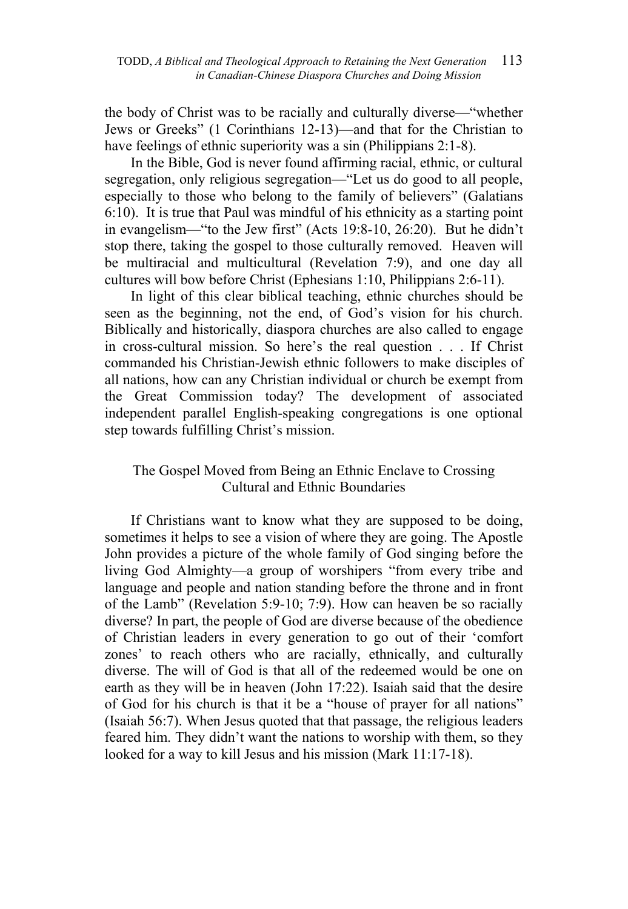the body of Christ was to be racially and culturally diverse—"whether Jews or Greeks" (1 Corinthians 12-13)—and that for the Christian to have feelings of ethnic superiority was a sin (Philippians 2:1-8).

In the Bible, God is never found affirming racial, ethnic, or cultural segregation, only religious segregation—"Let us do good to all people, especially to those who belong to the family of believers" (Galatians 6:10). It is true that Paul was mindful of his ethnicity as a starting point in evangelism—"to the Jew first" (Acts 19:8-10, 26:20). But he didn't stop there, taking the gospel to those culturally removed. Heaven will be multiracial and multicultural (Revelation 7:9), and one day all cultures will bow before Christ (Ephesians 1:10, Philippians 2:6-11).

In light of this clear biblical teaching, ethnic churches should be seen as the beginning, not the end, of God's vision for his church. Biblically and historically, diaspora churches are also called to engage in cross-cultural mission. So here's the real question . . . If Christ commanded his Christian-Jewish ethnic followers to make disciples of all nations, how can any Christian individual or church be exempt from the Great Commission today? The development of associated independent parallel English-speaking congregations is one optional step towards fulfilling Christ's mission.

## The Gospel Moved from Being an Ethnic Enclave to Crossing Cultural and Ethnic Boundaries

If Christians want to know what they are supposed to be doing, sometimes it helps to see a vision of where they are going. The Apostle John provides a picture of the whole family of God singing before the living God Almighty—a group of worshipers "from every tribe and language and people and nation standing before the throne and in front of the Lamb" (Revelation 5:9-10; 7:9). How can heaven be so racially diverse? In part, the people of God are diverse because of the obedience of Christian leaders in every generation to go out of their 'comfort zones' to reach others who are racially, ethnically, and culturally diverse. The will of God is that all of the redeemed would be one on earth as they will be in heaven (John 17:22). Isaiah said that the desire of God for his church is that it be a "house of prayer for all nations" (Isaiah 56:7). When Jesus quoted that that passage, the religious leaders feared him. They didn't want the nations to worship with them, so they looked for a way to kill Jesus and his mission (Mark 11:17-18).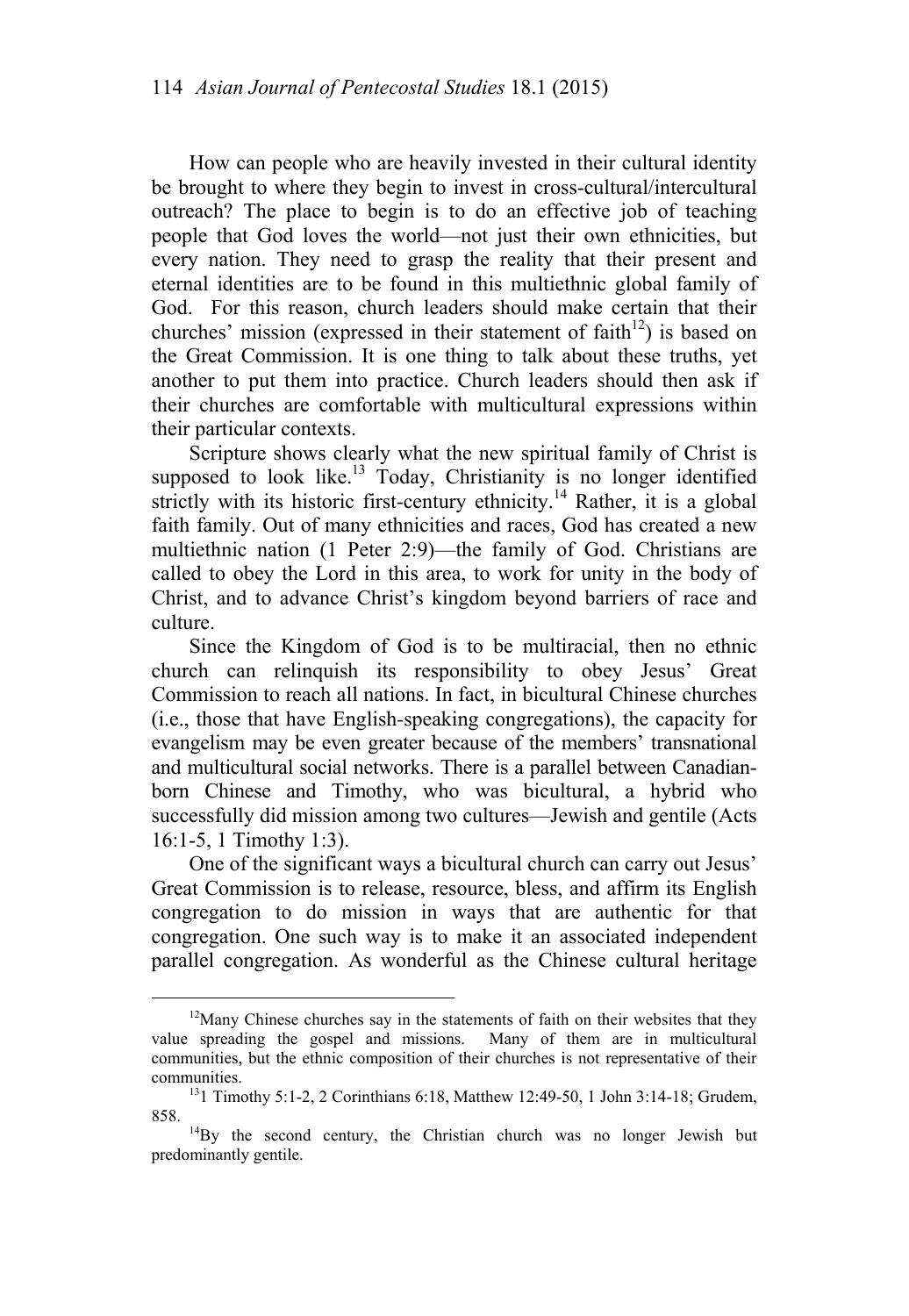How can people who are heavily invested in their cultural identity be brought to where they begin to invest in cross-cultural/intercultural outreach? The place to begin is to do an effective job of teaching people that God loves the world—not just their own ethnicities, but every nation. They need to grasp the reality that their present and eternal identities are to be found in this multiethnic global family of God. For this reason, church leaders should make certain that their churches' mission (expressed in their statement of faith[12]) is based on the Great Commission. It is one thing to talk about these truths, yet another to put them into practice. Church leaders should then ask if their churches are comfortable with multicultural expressions within their particular contexts.

Scripture shows clearly what the new spiritual family of Christ is supposed to look like.[13] Today, Christianity is no longer identified strictly with its historic first-century ethnicity.[14] Rather, it is a global faith family. Out of many ethnicities and races, God has created a new multiethnic nation (1 Peter 2:9)—the family of God. Christians are called to obey the Lord in this area, to work for unity in the body of Christ, and to advance Christ's kingdom beyond barriers of race and culture.

Since the Kingdom of God is to be multiracial, then no ethnic church can relinquish its responsibility to obey Jesus' Great Commission to reach all nations. In fact, in bicultural Chinese churches (i.e., those that have English-speaking congregations), the capacity for evangelism may be even greater because of the members' transnational and multicultural social networks. There is a parallel between Canadian-born Chinese and Timothy, who was bicultural, a hybrid who successfully did mission among two cultures—Jewish and gentile (Acts 16:1-5, 1 Timothy 1:3).

One of the significant ways a bicultural church can carry out Jesus' Great Commission is to release, resource, bless, and affirm its English congregation to do mission in ways that are authentic for that congregation. One such way is to make it an associated independent parallel congregation. As wonderful as the Chinese cultural heritage

---

[12]Many Chinese churches say in the statements of faith on their websites that they value spreading the gospel and missions. Many of them are in multicultural communities, but the ethnic composition of their churches is not representative of their communities.

[13]1 Timothy 5:1-2, 2 Corinthians 6:18, Matthew 12:49-50, 1 John 3:14-18; Grudem, 858.

[14]By the second century, the Christian church was no longer Jewish but predominantly gentile.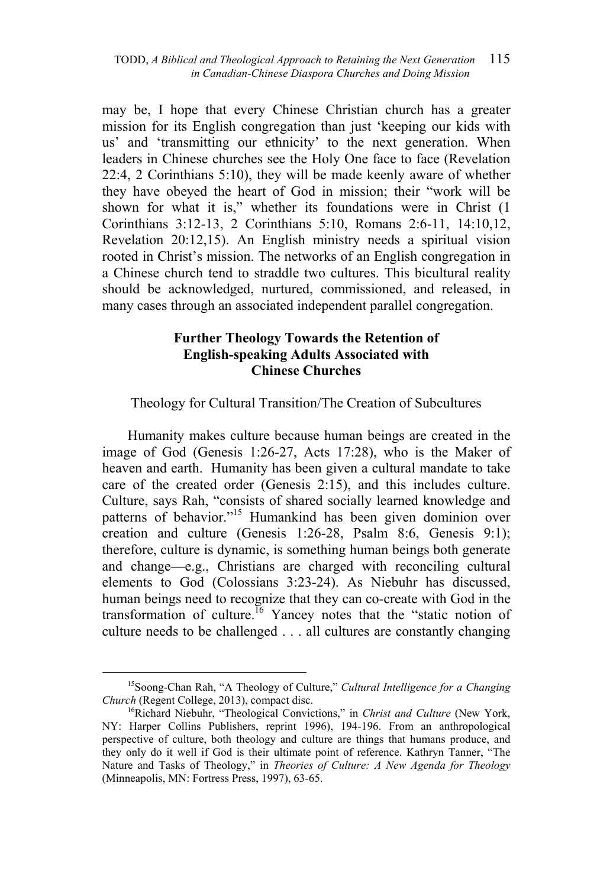may be, I hope that every Chinese Christian church has a greater mission for its English congregation than just 'keeping our kids with us' and 'transmitting our ethnicity' to the next generation. When leaders in Chinese churches see the Holy One face to face (Revelation 22:4, 2 Corinthians 5:10), they will be made keenly aware of whether they have obeyed the heart of God in mission; their "work will be shown for what it is," whether its foundations were in Christ (1 Corinthians 3:12-13, 2 Corinthians 5:10, Romans 2:6-11, 14:10,12, Revelation 20:12,15). An English ministry needs a spiritual vision rooted in Christ's mission. The networks of an English congregation in a Chinese church tend to straddle two cultures. This bicultural reality should be acknowledged, nurtured, commissioned, and released, in many cases through an associated independent parallel congregation.

## Further Theology Towards the Retention of English-speaking Adults Associated with Chinese Churches

### Theology for Cultural Transition/The Creation of Subcultures

Humanity makes culture because human beings are created in the image of God (Genesis 1:26-27, Acts 17:28), who is the Maker of heaven and earth. Humanity has been given a cultural mandate to take care of the created order (Genesis 2:15), and this includes culture. Culture, says Rah, "consists of shared socially learned knowledge and patterns of behavior."[15] Humankind has been given dominion over creation and culture (Genesis 1:26-28, Psalm 8:6, Genesis 9:1); therefore, culture is dynamic, is something human beings both generate and change—e.g., Christians are charged with reconciling cultural elements to God (Colossians 3:23-24). As Niebuhr has discussed, human beings need to recognize that they can co-create with God in the transformation of culture.[16] Yancey notes that the "static notion of culture needs to be challenged . . . all cultures are constantly changing

---

[15]Soong-Chan Rah, "A Theology of Culture," *Cultural Intelligence for a Changing Church* (Regent College, 2013), compact disc.

[16]Richard Niebuhr, "Theological Convictions," in *Christ and Culture* (New York, NY: Harper Collins Publishers, reprint 1996), 194-196. From an anthropological perspective of culture, both theology and culture are things that humans produce, and they only do it well if God is their ultimate point of reference. Kathryn Tanner, "The Nature and Tasks of Theology," in *Theories of Culture: A New Agenda for Theology* (Minneapolis, MN: Fortress Press, 1997), 63-65.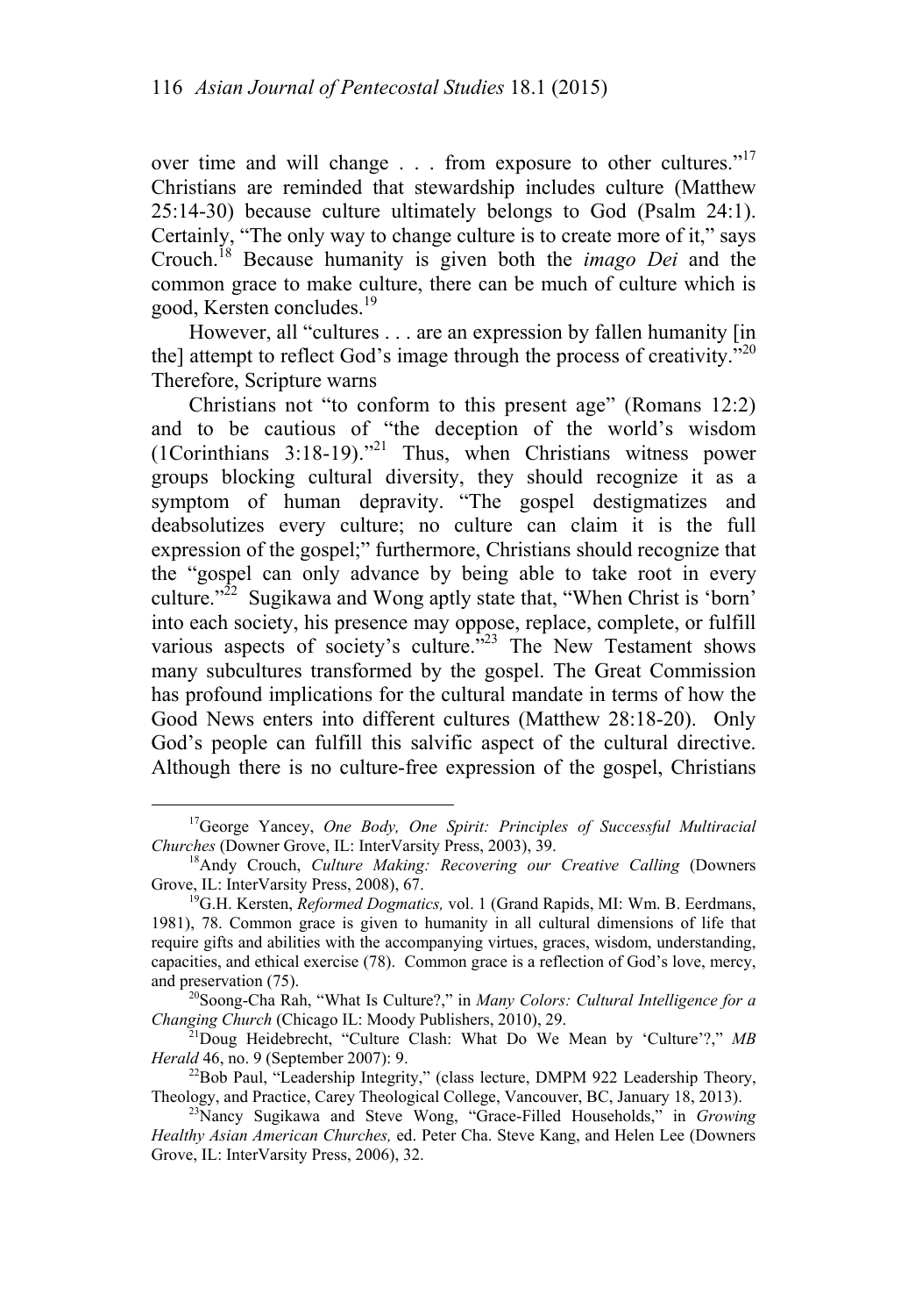over time and will change . . . from exposure to other cultures."[17] Christians are reminded that stewardship includes culture (Matthew 25:14-30) because culture ultimately belongs to God (Psalm 24:1). Certainly, "The only way to change culture is to create more of it," says Crouch.[18] Because humanity is given both the *imago Dei* and the common grace to make culture, there can be much of culture which is good, Kersten concludes.[19]

However, all "cultures . . . are an expression by fallen humanity [in the] attempt to reflect God's image through the process of creativity."[20] Therefore, Scripture warns

Christians not "to conform to this present age" (Romans 12:2) and to be cautious of "the deception of the world's wisdom (1Corinthians 3:18-19)."[21] Thus, when Christians witness power groups blocking cultural diversity, they should recognize it as a symptom of human depravity. "The gospel destigmatizes and deabsolutizes every culture; no culture can claim it is the full expression of the gospel;" furthermore, Christians should recognize that the "gospel can only advance by being able to take root in every culture."[22] Sugikawa and Wong aptly state that, "When Christ is 'born' into each society, his presence may oppose, replace, complete, or fulfill various aspects of society's culture."[23] The New Testament shows many subcultures transformed by the gospel. The Great Commission has profound implications for the cultural mandate in terms of how the Good News enters into different cultures (Matthew 28:18-20). Only God's people can fulfill this salvific aspect of the cultural directive. Although there is no culture-free expression of the gospel, Christians

---

[17]George Yancey, *One Body, One Spirit: Principles of Successful Multiracial Churches* (Downer Grove, IL: InterVarsity Press, 2003), 39.

[18]Andy Crouch, *Culture Making: Recovering our Creative Calling* (Downers Grove, IL: InterVarsity Press, 2008), 67.

[19]G.H. Kersten, *Reformed Dogmatics,* vol. 1 (Grand Rapids, MI: Wm. B. Eerdmans, 1981), 78. Common grace is given to humanity in all cultural dimensions of life that require gifts and abilities with the accompanying virtues, graces, wisdom, understanding, capacities, and ethical exercise (78). Common grace is a reflection of God's love, mercy, and preservation (75).

[20]Soong-Cha Rah, "What Is Culture?," in *Many Colors: Cultural Intelligence for a Changing Church* (Chicago IL: Moody Publishers, 2010), 29.

[21]Doug Heidebrecht, "Culture Clash: What Do We Mean by 'Culture'?," *MB Herald* 46, no. 9 (September 2007): 9.

[22]Bob Paul, "Leadership Integrity," (class lecture, DMPM 922 Leadership Theory, Theology, and Practice, Carey Theological College, Vancouver, BC, January 18, 2013).

[23]Nancy Sugikawa and Steve Wong, "Grace-Filled Households," in *Growing Healthy Asian American Churches,* ed. Peter Cha. Steve Kang, and Helen Lee (Downers Grove, IL: InterVarsity Press, 2006), 32.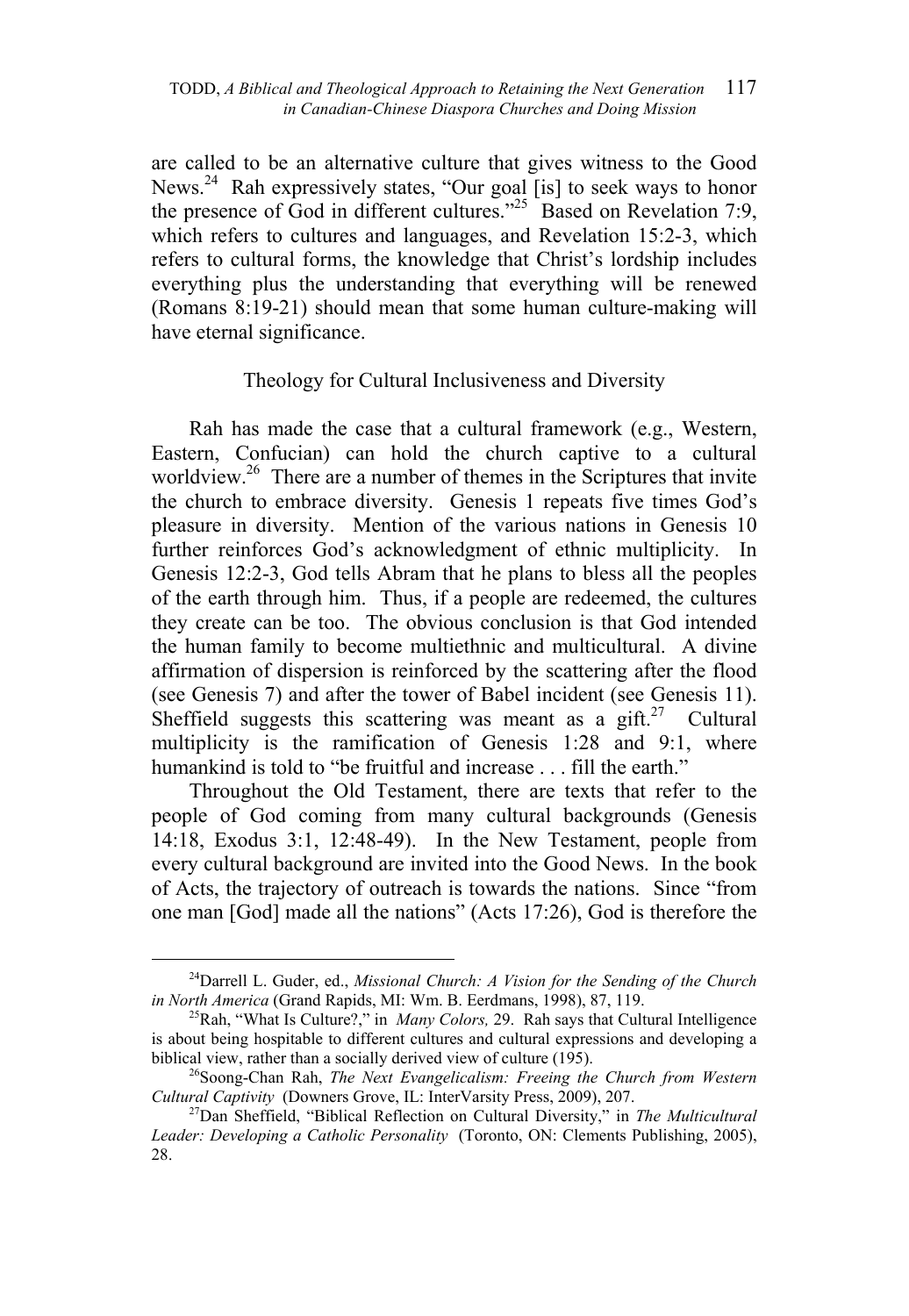are called to be an alternative culture that gives witness to the Good News.[24] Rah expressively states, "Our goal [is] to seek ways to honor the presence of God in different cultures."[25] Based on Revelation 7:9, which refers to cultures and languages, and Revelation 15:2-3, which refers to cultural forms, the knowledge that Christ's lordship includes everything plus the understanding that everything will be renewed (Romans 8:19-21) should mean that some human culture-making will have eternal significance.

## Theology for Cultural Inclusiveness and Diversity

Rah has made the case that a cultural framework (e.g., Western, Eastern, Confucian) can hold the church captive to a cultural worldview.[26] There are a number of themes in the Scriptures that invite the church to embrace diversity. Genesis 1 repeats five times God's pleasure in diversity. Mention of the various nations in Genesis 10 further reinforces God's acknowledgment of ethnic multiplicity. In Genesis 12:2-3, God tells Abram that he plans to bless all the peoples of the earth through him. Thus, if a people are redeemed, the cultures they create can be too. The obvious conclusion is that God intended the human family to become multiethnic and multicultural. A divine affirmation of dispersion is reinforced by the scattering after the flood (see Genesis 7) and after the tower of Babel incident (see Genesis 11). Sheffield suggests this scattering was meant as a gift.[27] Cultural multiplicity is the ramification of Genesis 1:28 and 9:1, where humankind is told to "be fruitful and increase . . . fill the earth."

Throughout the Old Testament, there are texts that refer to the people of God coming from many cultural backgrounds (Genesis 14:18, Exodus 3:1, 12:48-49). In the New Testament, people from every cultural background are invited into the Good News. In the book of Acts, the trajectory of outreach is towards the nations. Since "from one man [God] made all the nations" (Acts 17:26), God is therefore the

---

[24]Darrell L. Guder, ed., *Missional Church: A Vision for the Sending of the Church in North America* (Grand Rapids, MI: Wm. B. Eerdmans, 1998), 87, 119.

[25]Rah, "What Is Culture?," in *Many Colors,* 29. Rah says that Cultural Intelligence is about being hospitable to different cultures and cultural expressions and developing a biblical view, rather than a socially derived view of culture (195).

[26]Soong-Chan Rah, *The Next Evangelicalism: Freeing the Church from Western Cultural Captivity* (Downers Grove, IL: InterVarsity Press, 2009), 207.

[27]Dan Sheffield, "Biblical Reflection on Cultural Diversity," in *The Multicultural Leader: Developing a Catholic Personality* (Toronto, ON: Clements Publishing, 2005), 28.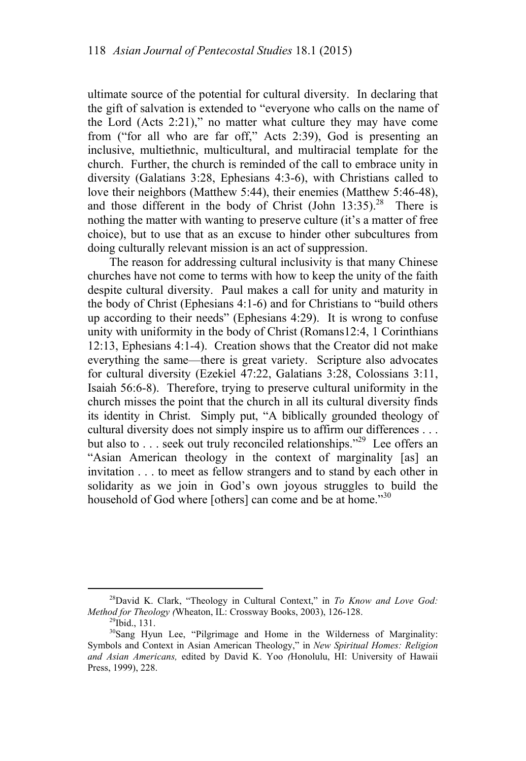ultimate source of the potential for cultural diversity. In declaring that the gift of salvation is extended to "everyone who calls on the name of the Lord (Acts 2:21)," no matter what culture they may have come from ("for all who are far off," Acts 2:39), God is presenting an inclusive, multiethnic, multicultural, and multiracial template for the church. Further, the church is reminded of the call to embrace unity in diversity (Galatians 3:28, Ephesians 4:3-6), with Christians called to love their neighbors (Matthew 5:44), their enemies (Matthew 5:46-48), and those different in the body of Christ (John 13:35).[28] There is nothing the matter with wanting to preserve culture (it's a matter of free choice), but to use that as an excuse to hinder other subcultures from doing culturally relevant mission is an act of suppression.

The reason for addressing cultural inclusivity is that many Chinese churches have not come to terms with how to keep the unity of the faith despite cultural diversity. Paul makes a call for unity and maturity in the body of Christ (Ephesians 4:1-6) and for Christians to "build others up according to their needs" (Ephesians 4:29). It is wrong to confuse unity with uniformity in the body of Christ (Romans12:4, 1 Corinthians 12:13, Ephesians 4:1-4). Creation shows that the Creator did not make everything the same—there is great variety. Scripture also advocates for cultural diversity (Ezekiel 47:22, Galatians 3:28, Colossians 3:11, Isaiah 56:6-8). Therefore, trying to preserve cultural uniformity in the church misses the point that the church in all its cultural diversity finds its identity in Christ. Simply put, "A biblically grounded theology of cultural diversity does not simply inspire us to affirm our differences . . . but also to . . . seek out truly reconciled relationships."[29] Lee offers an "Asian American theology in the context of marginality [as] an invitation . . . to meet as fellow strangers and to stand by each other in solidarity as we join in God's own joyous struggles to build the household of God where [others] can come and be at home."[30]

---

[28] David K. Clark, "Theology in Cultural Context," in *To Know and Love God: Method for Theology (*Wheaton, IL: Crossway Books, 2003), 126-128.

[29] Ibid., 131.

[30] Sang Hyun Lee, "Pilgrimage and Home in the Wilderness of Marginality: Symbols and Context in Asian American Theology," in *New Spiritual Homes: Religion and Asian Americans,* edited by David K. Yoo *(*Honolulu, HI: University of Hawaii Press, 1999), 228.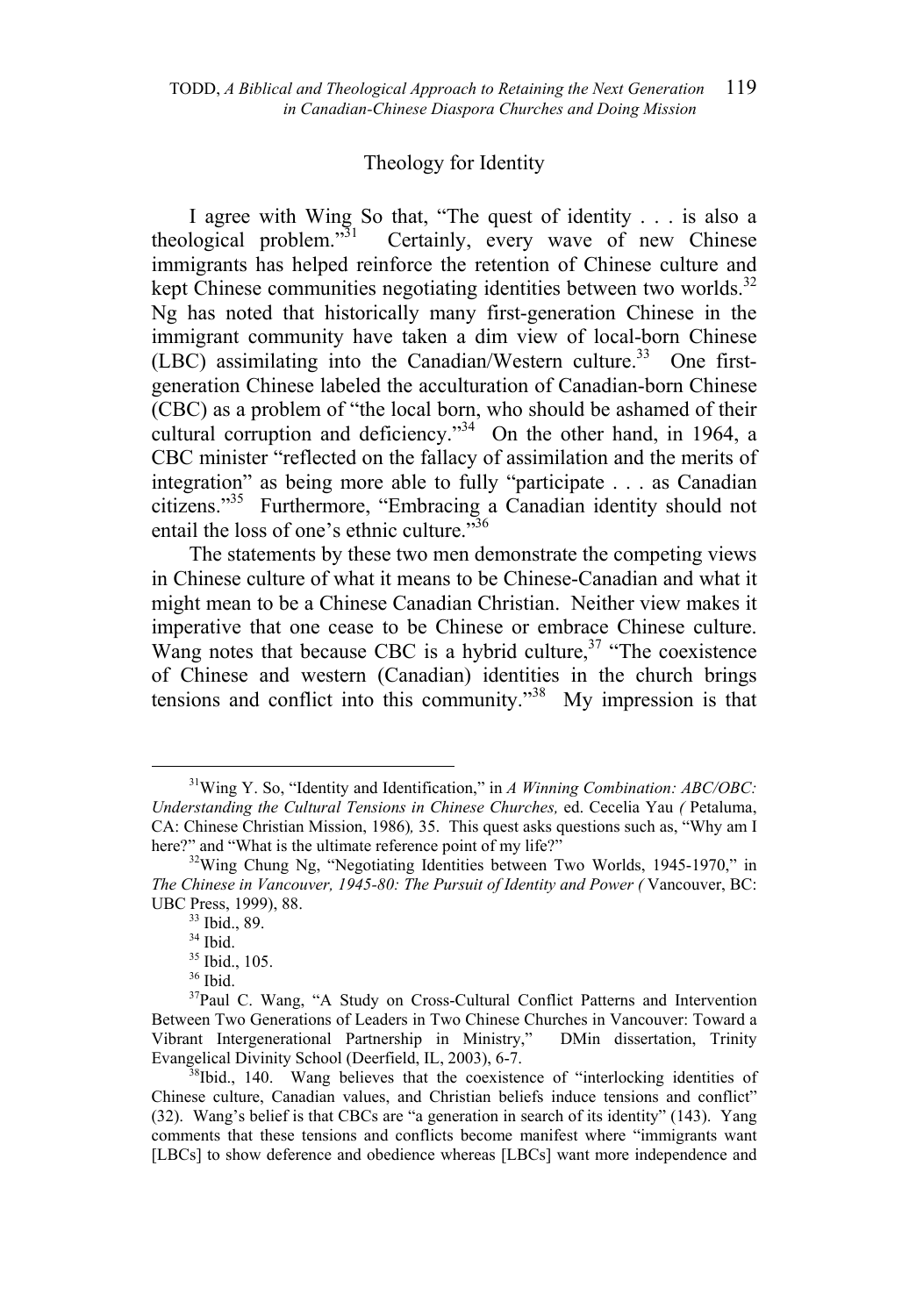## Theology for Identity

I agree with Wing So that, "The quest of identity . . . is also a theological problem."[31] Certainly, every wave of new Chinese immigrants has helped reinforce the retention of Chinese culture and kept Chinese communities negotiating identities between two worlds.[32] Ng has noted that historically many first-generation Chinese in the immigrant community have taken a dim view of local-born Chinese (LBC) assimilating into the Canadian/Western culture.[33] One first-generation Chinese labeled the acculturation of Canadian-born Chinese (CBC) as a problem of "the local born, who should be ashamed of their cultural corruption and deficiency."[34] On the other hand, in 1964, a CBC minister "reflected on the fallacy of assimilation and the merits of integration" as being more able to fully "participate . . . as Canadian citizens."[35] Furthermore, "Embracing a Canadian identity should not entail the loss of one's ethnic culture."[36]

The statements by these two men demonstrate the competing views in Chinese culture of what it means to be Chinese-Canadian and what it might mean to be a Chinese Canadian Christian. Neither view makes it imperative that one cease to be Chinese or embrace Chinese culture. Wang notes that because CBC is a hybrid culture,[37] "The coexistence of Chinese and western (Canadian) identities in the church brings tensions and conflict into this community."[38] My impression is that

---

[31]Wing Y. So, "Identity and Identification," in *A Winning Combination: ABC/OBC: Understanding the Cultural Tensions in Chinese Churches,* ed. Cecelia Yau *(* Petaluma, CA: Chinese Christian Mission, 1986)*,* 35. This quest asks questions such as, "Why am I here?" and "What is the ultimate reference point of my life?"

[32]Wing Chung Ng, "Negotiating Identities between Two Worlds, 1945-1970," in *The Chinese in Vancouver, 1945-80: The Pursuit of Identity and Power (* Vancouver, BC: UBC Press, 1999), 88.

[33] Ibid., 89.

[34] Ibid.

[35] Ibid., 105.

[36] Ibid.

[37]Paul C. Wang, "A Study on Cross-Cultural Conflict Patterns and Intervention Between Two Generations of Leaders in Two Chinese Churches in Vancouver: Toward a Vibrant Intergenerational Partnership in Ministry," DMin dissertation, Trinity Evangelical Divinity School (Deerfield, IL, 2003), 6-7.

[38]Ibid., 140. Wang believes that the coexistence of "interlocking identities of Chinese culture, Canadian values, and Christian beliefs induce tensions and conflict" (32). Wang's belief is that CBCs are "a generation in search of its identity" (143). Yang comments that these tensions and conflicts become manifest where "immigrants want [LBCs] to show deference and obedience whereas [LBCs] want more independence and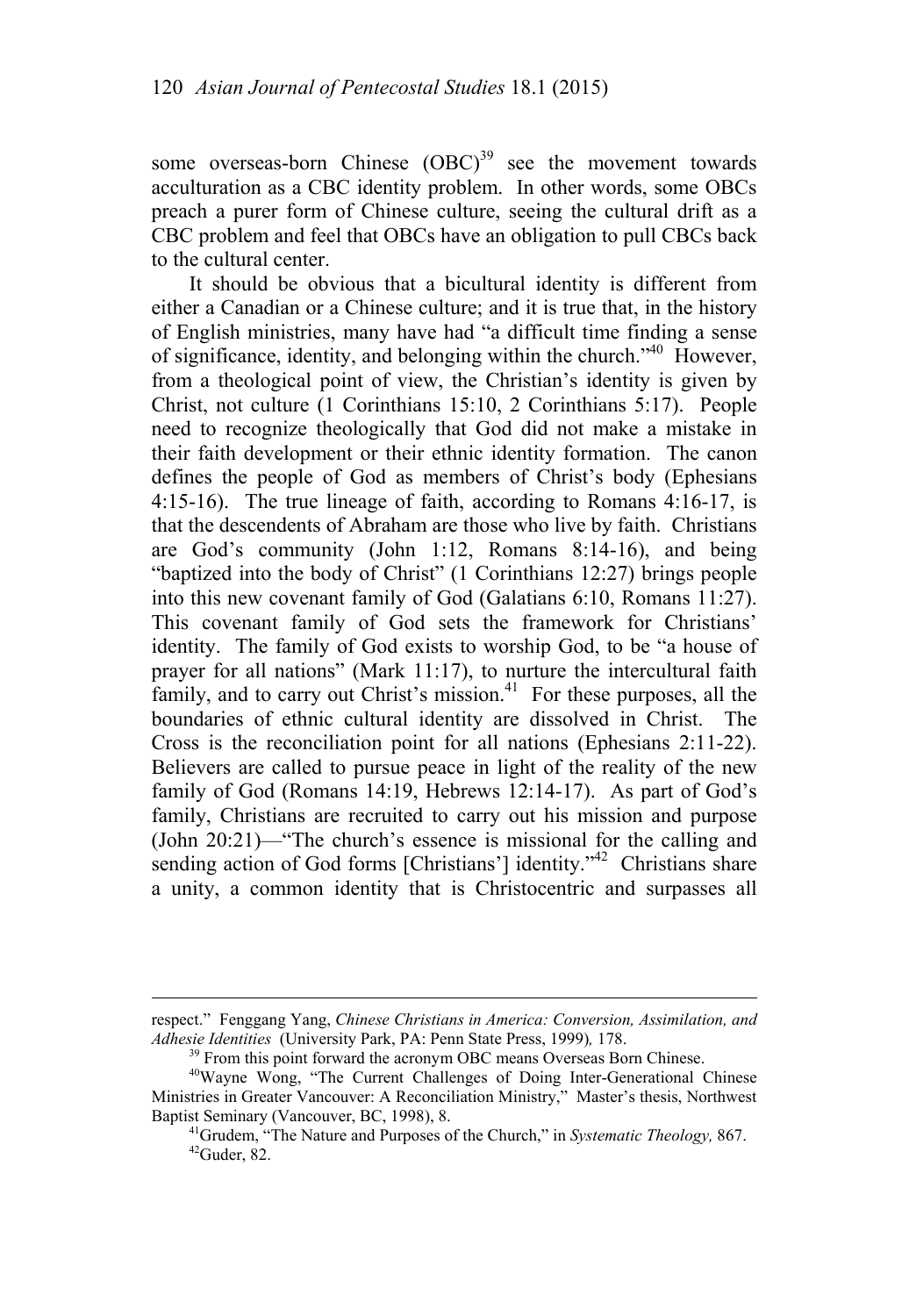some overseas-born Chinese (OBC)[39] see the movement towards acculturation as a CBC identity problem. In other words, some OBCs preach a purer form of Chinese culture, seeing the cultural drift as a CBC problem and feel that OBCs have an obligation to pull CBCs back to the cultural center.

It should be obvious that a bicultural identity is different from either a Canadian or a Chinese culture; and it is true that, in the history of English ministries, many have had "a difficult time finding a sense of significance, identity, and belonging within the church."[40] However, from a theological point of view, the Christian's identity is given by Christ, not culture (1 Corinthians 15:10, 2 Corinthians 5:17). People need to recognize theologically that God did not make a mistake in their faith development or their ethnic identity formation. The canon defines the people of God as members of Christ's body (Ephesians 4:15-16). The true lineage of faith, according to Romans 4:16-17, is that the descendents of Abraham are those who live by faith. Christians are God's community (John 1:12, Romans 8:14-16), and being "baptized into the body of Christ" (1 Corinthians 12:27) brings people into this new covenant family of God (Galatians 6:10, Romans 11:27). This covenant family of God sets the framework for Christians' identity. The family of God exists to worship God, to be "a house of prayer for all nations" (Mark 11:17), to nurture the intercultural faith family, and to carry out Christ's mission.[41] For these purposes, all the boundaries of ethnic cultural identity are dissolved in Christ. The Cross is the reconciliation point for all nations (Ephesians 2:11-22). Believers are called to pursue peace in light of the reality of the new family of God (Romans 14:19, Hebrews 12:14-17). As part of God's family, Christians are recruited to carry out his mission and purpose (John 20:21)—"The church's essence is missional for the calling and sending action of God forms [Christians'] identity."[42] Christians share a unity, a common identity that is Christocentric and surpasses all

---

respect." Fenggang Yang, *Chinese Christians in America: Conversion, Assimilation, and Adhesie Identities* (University Park, PA: Penn State Press, 1999), 178.

[39] From this point forward the acronym OBC means Overseas Born Chinese.

[40] Wayne Wong, "The Current Challenges of Doing Inter-Generational Chinese Ministries in Greater Vancouver: A Reconciliation Ministry," Master's thesis, Northwest Baptist Seminary (Vancouver, BC, 1998), 8.

[41] Grudem, "The Nature and Purposes of the Church," in *Systematic Theology,* 867.

[42] Guder, 82.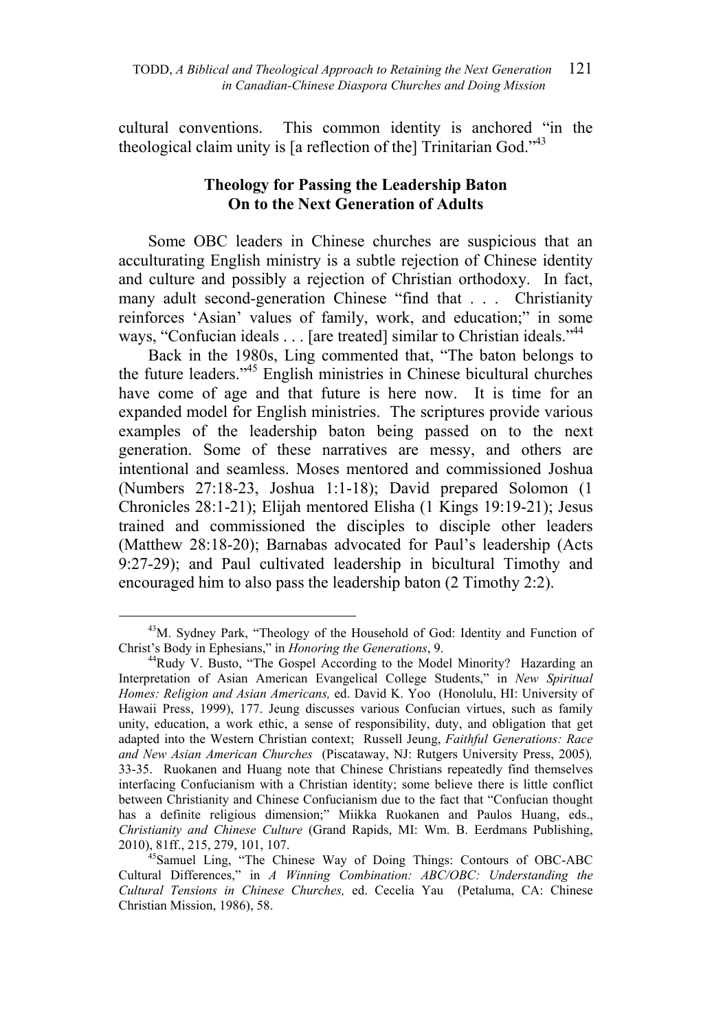cultural conventions. This common identity is anchored "in the theological claim unity is [a reflection of the] Trinitarian God."[43]

## Theology for Passing the Leadership Baton On to the Next Generation of Adults

Some OBC leaders in Chinese churches are suspicious that an acculturating English ministry is a subtle rejection of Chinese identity and culture and possibly a rejection of Christian orthodoxy. In fact, many adult second-generation Chinese "find that . . . Christianity reinforces 'Asian' values of family, work, and education;" in some ways, "Confucian ideals . . . [are treated] similar to Christian ideals."[44]

Back in the 1980s, Ling commented that, "The baton belongs to the future leaders."[45] English ministries in Chinese bicultural churches have come of age and that future is here now. It is time for an expanded model for English ministries. The scriptures provide various examples of the leadership baton being passed on to the next generation. Some of these narratives are messy, and others are intentional and seamless. Moses mentored and commissioned Joshua (Numbers 27:18-23, Joshua 1:1-18); David prepared Solomon (1 Chronicles 28:1-21); Elijah mentored Elisha (1 Kings 19:19-21); Jesus trained and commissioned the disciples to disciple other leaders (Matthew 28:18-20); Barnabas advocated for Paul's leadership (Acts 9:27-29); and Paul cultivated leadership in bicultural Timothy and encouraged him to also pass the leadership baton (2 Timothy 2:2).

---

[43] M. Sydney Park, "Theology of the Household of God: Identity and Function of Christ's Body in Ephesians," in *Honoring the Generations*, 9.

[44] Rudy V. Busto, "The Gospel According to the Model Minority? Hazarding an Interpretation of Asian American Evangelical College Students," in *New Spiritual Homes: Religion and Asian Americans,* ed. David K. Yoo (Honolulu, HI: University of Hawaii Press, 1999), 177. Jeung discusses various Confucian virtues, such as family unity, education, a work ethic, a sense of responsibility, duty, and obligation that get adapted into the Western Christian context; Russell Jeung, *Faithful Generations: Race and New Asian American Churches* (Piscataway, NJ: Rutgers University Press, 2005), 33-35. Ruokanen and Huang note that Chinese Christians repeatedly find themselves interfacing Confucianism with a Christian identity; some believe there is little conflict between Christianity and Chinese Confucianism due to the fact that "Confucian thought has a definite religious dimension;" Miikka Ruokanen and Paulos Huang, eds., *Christianity and Chinese Culture* (Grand Rapids, MI: Wm. B. Eerdmans Publishing, 2010), 81ff., 215, 279, 101, 107.

[45] Samuel Ling, "The Chinese Way of Doing Things: Contours of OBC-ABC Cultural Differences," in *A Winning Combination: ABC/OBC: Understanding the Cultural Tensions in Chinese Churches,* ed. Cecelia Yau (Petaluma, CA: Chinese Christian Mission, 1986), 58.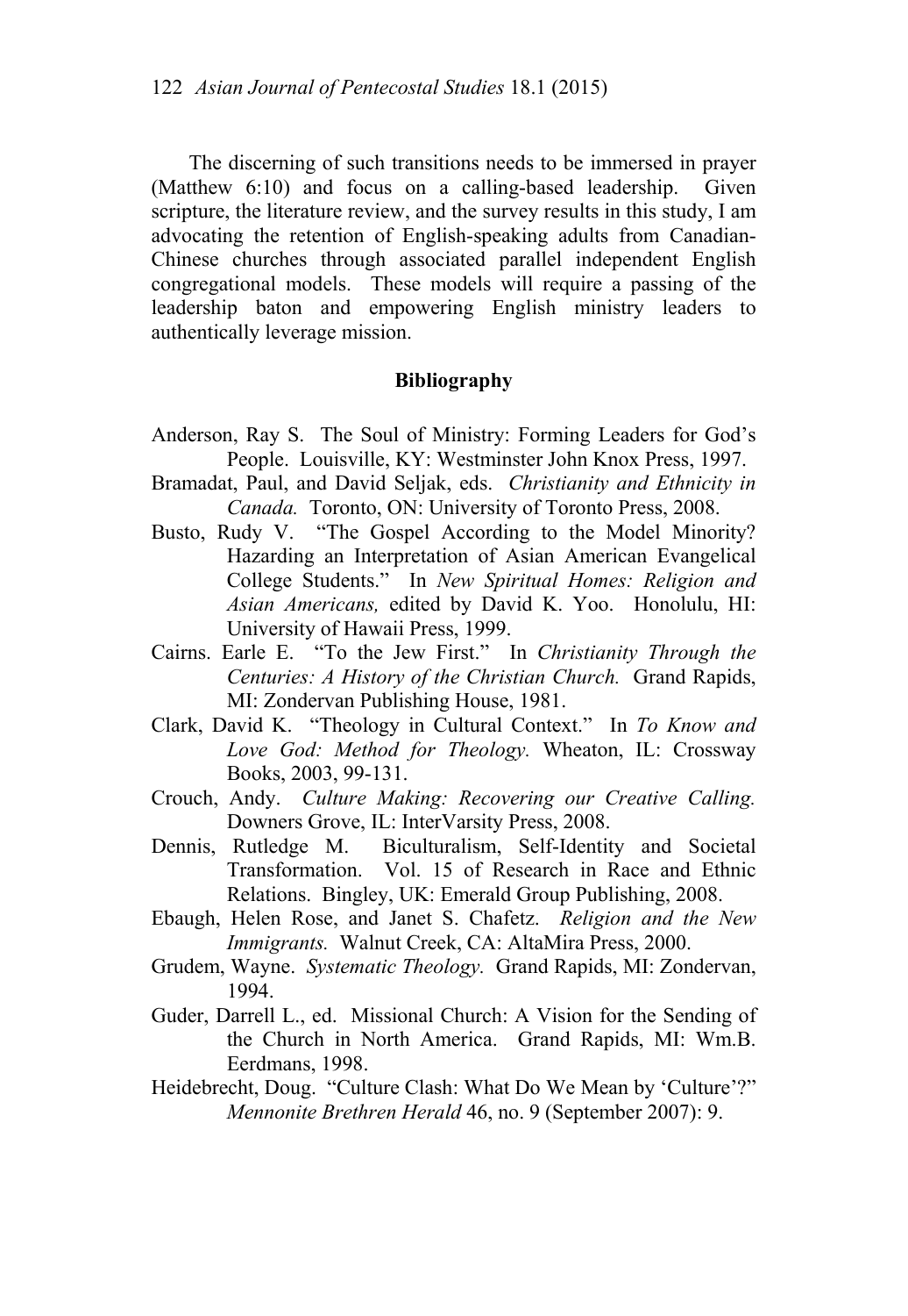The discerning of such transitions needs to be immersed in prayer (Matthew 6:10) and focus on a calling-based leadership. Given scripture, the literature review, and the survey results in this study, I am advocating the retention of English-speaking adults from Canadian-Chinese churches through associated parallel independent English congregational models. These models will require a passing of the leadership baton and empowering English ministry leaders to authentically leverage mission.

## Bibliography

Anderson, Ray S. The Soul of Ministry: Forming Leaders for God's People. Louisville, KY: Westminster John Knox Press, 1997.

Bramadat, Paul, and David Seljak, eds. *Christianity and Ethnicity in Canada.* Toronto, ON: University of Toronto Press, 2008.

Busto, Rudy V. "The Gospel According to the Model Minority? Hazarding an Interpretation of Asian American Evangelical College Students." In *New Spiritual Homes: Religion and Asian Americans,* edited by David K. Yoo. Honolulu, HI: University of Hawaii Press, 1999.

Cairns. Earle E. "To the Jew First." In *Christianity Through the Centuries: A History of the Christian Church.* Grand Rapids, MI: Zondervan Publishing House, 1981.

Clark, David K. "Theology in Cultural Context." In *To Know and Love God: Method for Theology.* Wheaton, IL: Crossway Books, 2003, 99-131.

Crouch, Andy. *Culture Making: Recovering our Creative Calling.* Downers Grove, IL: InterVarsity Press, 2008.

Dennis, Rutledge M. Biculturalism, Self-Identity and Societal Transformation. Vol. 15 of Research in Race and Ethnic Relations. Bingley, UK: Emerald Group Publishing, 2008.

Ebaugh, Helen Rose, and Janet S. Chafetz. *Religion and the New Immigrants.* Walnut Creek, CA: AltaMira Press, 2000.

Grudem, Wayne. *Systematic Theology.* Grand Rapids, MI: Zondervan, 1994.

Guder, Darrell L., ed. Missional Church: A Vision for the Sending of the Church in North America. Grand Rapids, MI: Wm.B. Eerdmans, 1998.

Heidebrecht, Doug. "Culture Clash: What Do We Mean by 'Culture'?" *Mennonite Brethren Herald* 46, no. 9 (September 2007): 9.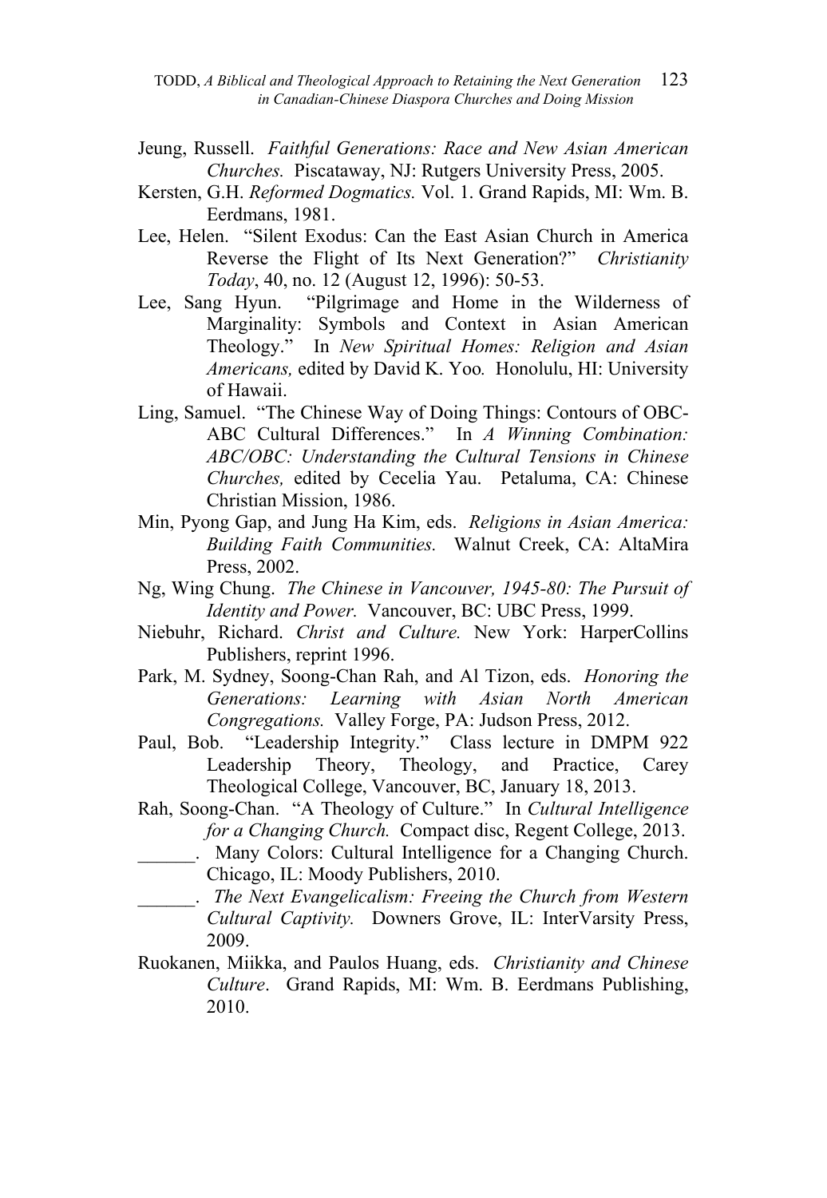Jeung, Russell. *Faithful Generations: Race and New Asian American Churches.* Piscataway, NJ: Rutgers University Press, 2005.

Kersten, G.H. *Reformed Dogmatics.* Vol. 1. Grand Rapids, MI: Wm. B. Eerdmans, 1981.

Lee, Helen. "Silent Exodus: Can the East Asian Church in America Reverse the Flight of Its Next Generation?" *Christianity Today*, 40, no. 12 (August 12, 1996): 50-53.

Lee, Sang Hyun. "Pilgrimage and Home in the Wilderness of Marginality: Symbols and Context in Asian American Theology." In *New Spiritual Homes: Religion and Asian Americans,* edited by David K. Yoo. Honolulu, HI: University of Hawaii.

Ling, Samuel. "The Chinese Way of Doing Things: Contours of OBC-ABC Cultural Differences." In *A Winning Combination: ABC/OBC: Understanding the Cultural Tensions in Chinese Churches,* edited by Cecelia Yau. Petaluma, CA: Chinese Christian Mission, 1986.

Min, Pyong Gap, and Jung Ha Kim, eds. *Religions in Asian America: Building Faith Communities.* Walnut Creek, CA: AltaMira Press, 2002.

Ng, Wing Chung. *The Chinese in Vancouver, 1945-80: The Pursuit of Identity and Power.* Vancouver, BC: UBC Press, 1999.

Niebuhr, Richard. *Christ and Culture.* New York: HarperCollins Publishers, reprint 1996.

Park, M. Sydney, Soong-Chan Rah, and Al Tizon, eds. *Honoring the Generations: Learning with Asian North American Congregations.* Valley Forge, PA: Judson Press, 2012.

Paul, Bob. "Leadership Integrity." Class lecture in DMPM 922 Leadership Theory, Theology, and Practice, Carey Theological College, Vancouver, BC, January 18, 2013.

Rah, Soong-Chan. "A Theology of Culture." In *Cultural Intelligence for a Changing Church.* Compact disc, Regent College, 2013.

______. Many Colors: Cultural Intelligence for a Changing Church. Chicago, IL: Moody Publishers, 2010.

______. *The Next Evangelicalism: Freeing the Church from Western Cultural Captivity.* Downers Grove, IL: InterVarsity Press, 2009.

Ruokanen, Miikka, and Paulos Huang, eds. *Christianity and Chinese Culture*. Grand Rapids, MI: Wm. B. Eerdmans Publishing, 2010.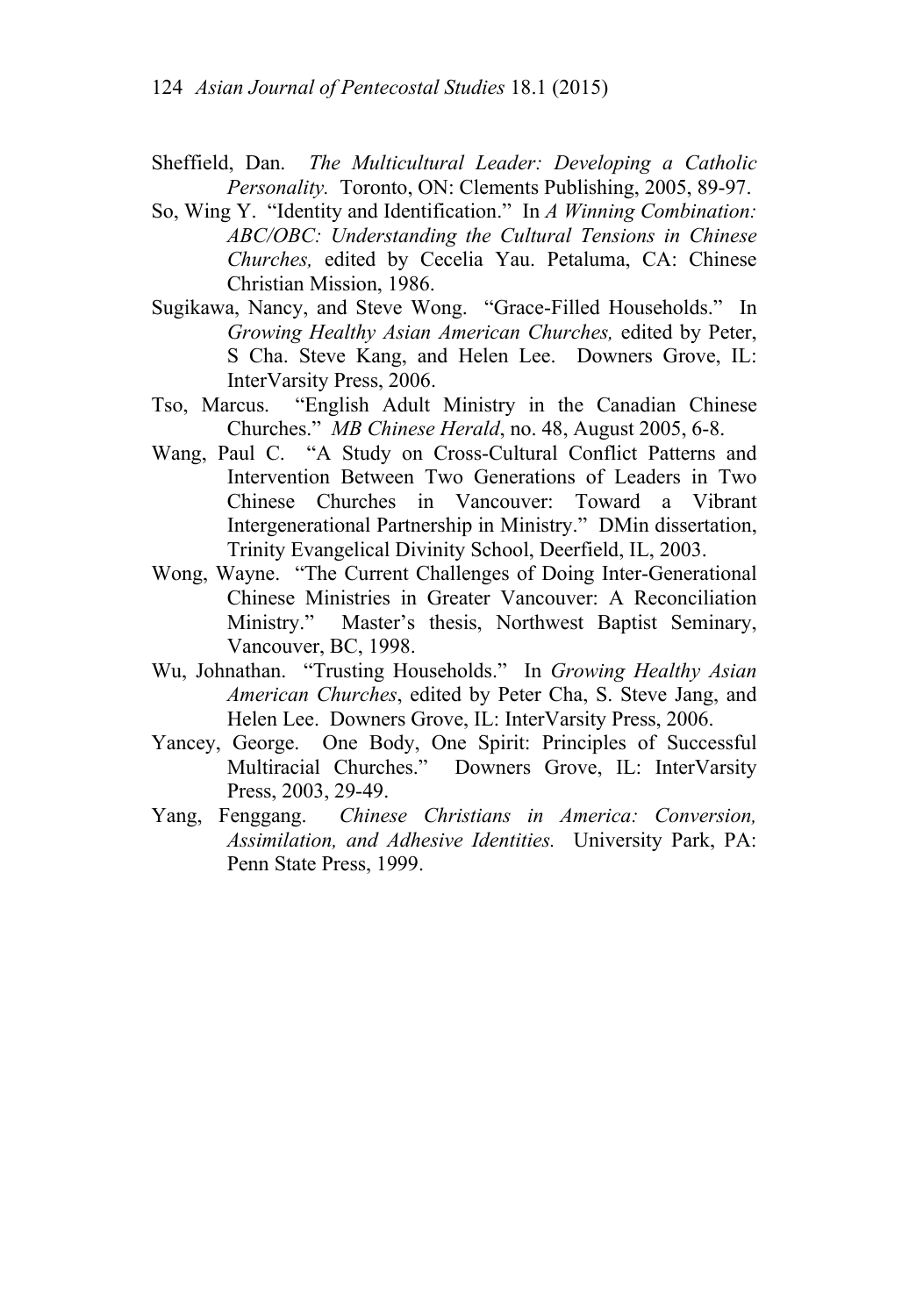Sheffield, Dan. *The Multicultural Leader: Developing a Catholic Personality.* Toronto, ON: Clements Publishing, 2005, 89-97.

So, Wing Y. "Identity and Identification." In *A Winning Combination: ABC/OBC: Understanding the Cultural Tensions in Chinese Churches,* edited by Cecelia Yau. Petaluma, CA: Chinese Christian Mission, 1986.

Sugikawa, Nancy, and Steve Wong. "Grace-Filled Households." In *Growing Healthy Asian American Churches,* edited by Peter, S Cha. Steve Kang, and Helen Lee. Downers Grove, IL: InterVarsity Press, 2006.

Tso, Marcus. "English Adult Ministry in the Canadian Chinese Churches." *MB Chinese Herald*, no. 48, August 2005, 6-8.

Wang, Paul C. "A Study on Cross-Cultural Conflict Patterns and Intervention Between Two Generations of Leaders in Two Chinese Churches in Vancouver: Toward a Vibrant Intergenerational Partnership in Ministry." DMin dissertation, Trinity Evangelical Divinity School, Deerfield, IL, 2003.

Wong, Wayne. "The Current Challenges of Doing Inter-Generational Chinese Ministries in Greater Vancouver: A Reconciliation Ministry." Master's thesis, Northwest Baptist Seminary, Vancouver, BC, 1998.

Wu, Johnathan. "Trusting Households." In *Growing Healthy Asian American Churches*, edited by Peter Cha, S. Steve Jang, and Helen Lee. Downers Grove, IL: InterVarsity Press, 2006.

Yancey, George. One Body, One Spirit: Principles of Successful Multiracial Churches." Downers Grove, IL: InterVarsity Press, 2003, 29-49.

Yang, Fenggang. *Chinese Christians in America: Conversion, Assimilation, and Adhesive Identities.* University Park, PA: Penn State Press, 1999.